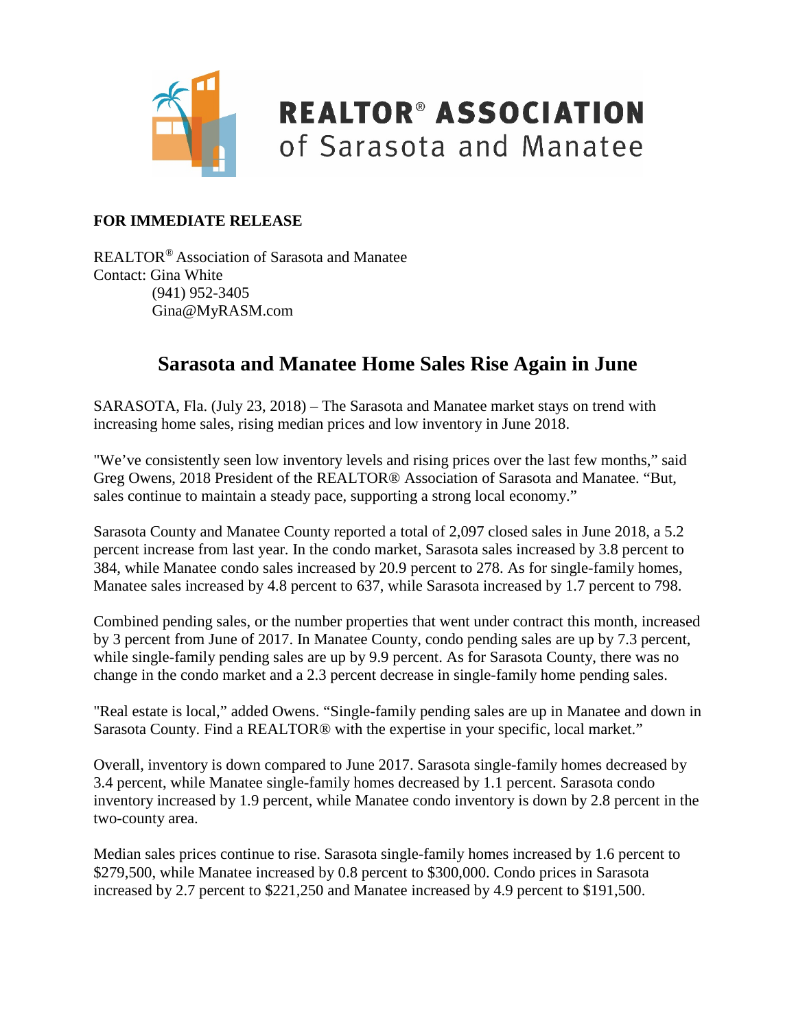REALTOR® ASSOCIATION of Sarasota and Manatee

**FOR IMMEDIATE RELEASE**

REALTOR® Association of Sarasota and Manatee
Contact: Gina White
(941) 952-3405
Gina@MyRASM.com

# Sarasota and Manatee Home Sales Rise Again in June

SARASOTA, Fla. (July 23, 2018) – The Sarasota and Manatee market stays on trend with increasing home sales, rising median prices and low inventory in June 2018.

"We've consistently seen low inventory levels and rising prices over the last few months," said Greg Owens, 2018 President of the REALTOR® Association of Sarasota and Manatee. "But, sales continue to maintain a steady pace, supporting a strong local economy."

Sarasota County and Manatee County reported a total of 2,097 closed sales in June 2018, a 5.2 percent increase from last year. In the condo market, Sarasota sales increased by 3.8 percent to 384, while Manatee condo sales increased by 20.9 percent to 278. As for single-family homes, Manatee sales increased by 4.8 percent to 637, while Sarasota increased by 1.7 percent to 798.

Combined pending sales, or the number properties that went under contract this month, increased by 3 percent from June of 2017. In Manatee County, condo pending sales are up by 7.3 percent, while single-family pending sales are up by 9.9 percent. As for Sarasota County, there was no change in the condo market and a 2.3 percent decrease in single-family home pending sales.

"Real estate is local," added Owens. "Single-family pending sales are up in Manatee and down in Sarasota County. Find a REALTOR® with the expertise in your specific, local market."

Overall, inventory is down compared to June 2017. Sarasota single-family homes decreased by 3.4 percent, while Manatee single-family homes decreased by 1.1 percent. Sarasota condo inventory increased by 1.9 percent, while Manatee condo inventory is down by 2.8 percent in the two-county area.

Median sales prices continue to rise. Sarasota single-family homes increased by 1.6 percent to $279,500, while Manatee increased by 0.8 percent to $300,000. Condo prices in Sarasota increased by 2.7 percent to $221,250 and Manatee increased by 4.9 percent to $191,500.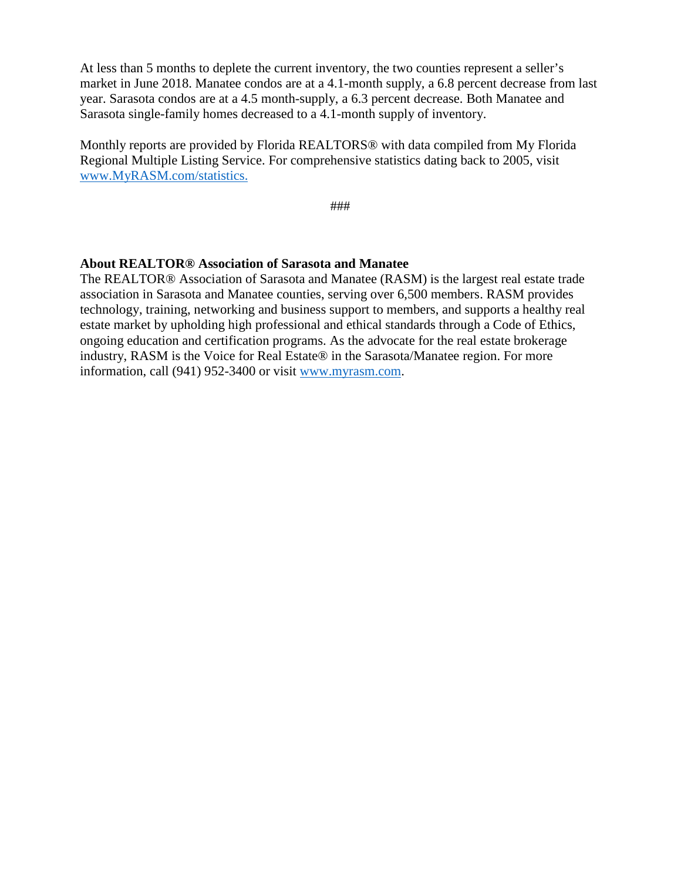At less than 5 months to deplete the current inventory, the two counties represent a seller's market in June 2018. Manatee condos are at a 4.1-month supply, a 6.8 percent decrease from last year. Sarasota condos are at a 4.5 month-supply, a 6.3 percent decrease. Both Manatee and Sarasota single-family homes decreased to a 4.1-month supply of inventory.

Monthly reports are provided by Florida REALTORS® with data compiled from My Florida Regional Multiple Listing Service. For comprehensive statistics dating back to 2005, visit [www.MyRASM.com/statistics.](http://www.MyRASM.com/statistics)

###

**About REALTOR® Association of Sarasota and Manatee**
The REALTOR® Association of Sarasota and Manatee (RASM) is the largest real estate trade association in Sarasota and Manatee counties, serving over 6,500 members. RASM provides technology, training, networking and business support to members, and supports a healthy real estate market by upholding high professional and ethical standards through a Code of Ethics, ongoing education and certification programs. As the advocate for the real estate brokerage industry, RASM is the Voice for Real Estate® in the Sarasota/Manatee region. For more information, call (941) 952-3400 or visit [www.myrasm.com](http://www.myrasm.com).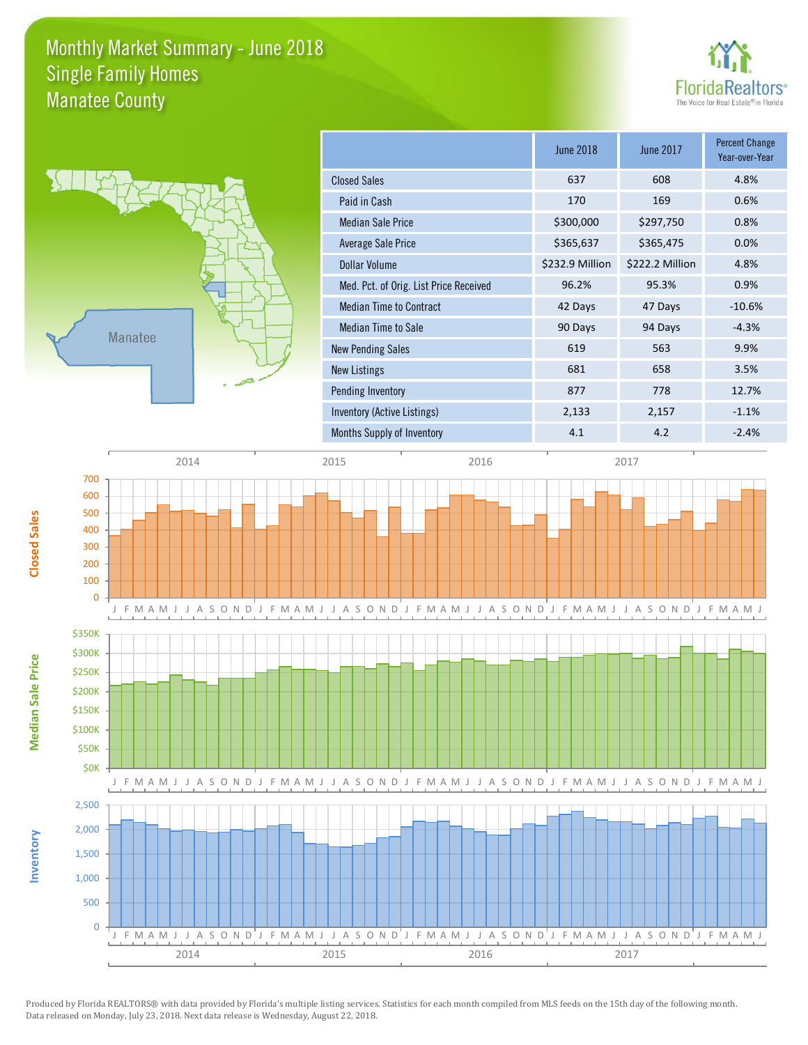# Monthly Market Summary - June 2018
## Single Family Homes
## Manatee County

| | June 2018 | June 2017 | Percent Change Year-over-Year |
|---|---|---|---|
| Closed Sales | 637 | 608 | 4.8% |
| Paid in Cash | 170 | 169 | 0.6% |
| Median Sale Price | $300,000 | $297,750 | 0.8% |
| Average Sale Price | $365,637 | $365,475 | 0.0% |
| Dollar Volume | $232.9 Million | $222.2 Million | 4.8% |
| Med. Pct. of Orig. List Price Received | 96.2% | 95.3% | 0.9% |
| Median Time to Contract | 42 Days | 47 Days | -10.6% |
| Median Time to Sale | 90 Days | 94 Days | -4.3% |
| New Pending Sales | 619 | 563 | 9.9% |
| New Listings | 681 | 658 | 3.5% |
| Pending Inventory | 877 | 778 | 12.7% |
| Inventory (Active Listings) | 2,133 | 2,157 | -1.1% |
| Months Supply of Inventory | 4.1 | 4.2 | -2.4% |

Produced by Florida REALTORS® with data provided by Florida's multiple listing services. Statistics for each month compiled from MLS feeds on the 15th day of the following month. Data released on Monday, July 23, 2018. Next data release is Wednesday, August 22, 2018.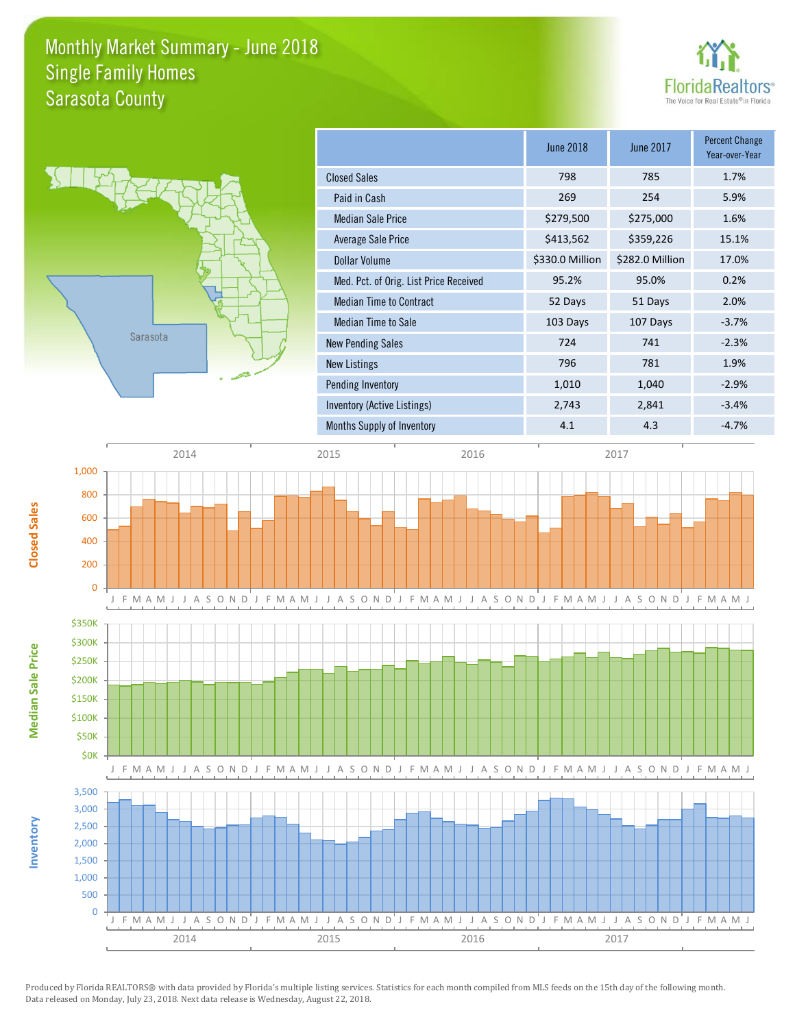# Monthly Market Summary - June 2018
## Single Family Homes
## Sarasota County

| | June 2018 | June 2017 | Percent Change Year-over-Year |
|---|---|---|---|
| Closed Sales | 798 | 785 | 1.7% |
| Paid in Cash | 269 | 254 | 5.9% |
| Median Sale Price | $279,500 | $275,000 | 1.6% |
| Average Sale Price | $413,562 | $359,226 | 15.1% |
| Dollar Volume | $330.0 Million | $282.0 Million | 17.0% |
| Med. Pct. of Orig. List Price Received | 95.2% | 95.0% | 0.2% |
| Median Time to Contract | 52 Days | 51 Days | 2.0% |
| Median Time to Sale | 103 Days | 107 Days | -3.7% |
| New Pending Sales | 724 | 741 | -2.3% |
| New Listings | 796 | 781 | 1.9% |
| Pending Inventory | 1,010 | 1,040 | -2.9% |
| Inventory (Active Listings) | 2,743 | 2,841 | -3.4% |
| Months Supply of Inventory | 4.1 | 4.3 | -4.7% |

Produced by Florida REALTORS® with data provided by Florida's multiple listing services. Statistics for each month compiled from MLS feeds on the 15th day of the following month. Data released on Monday, July 23, 2018. Next data release is Wednesday, August 22, 2018.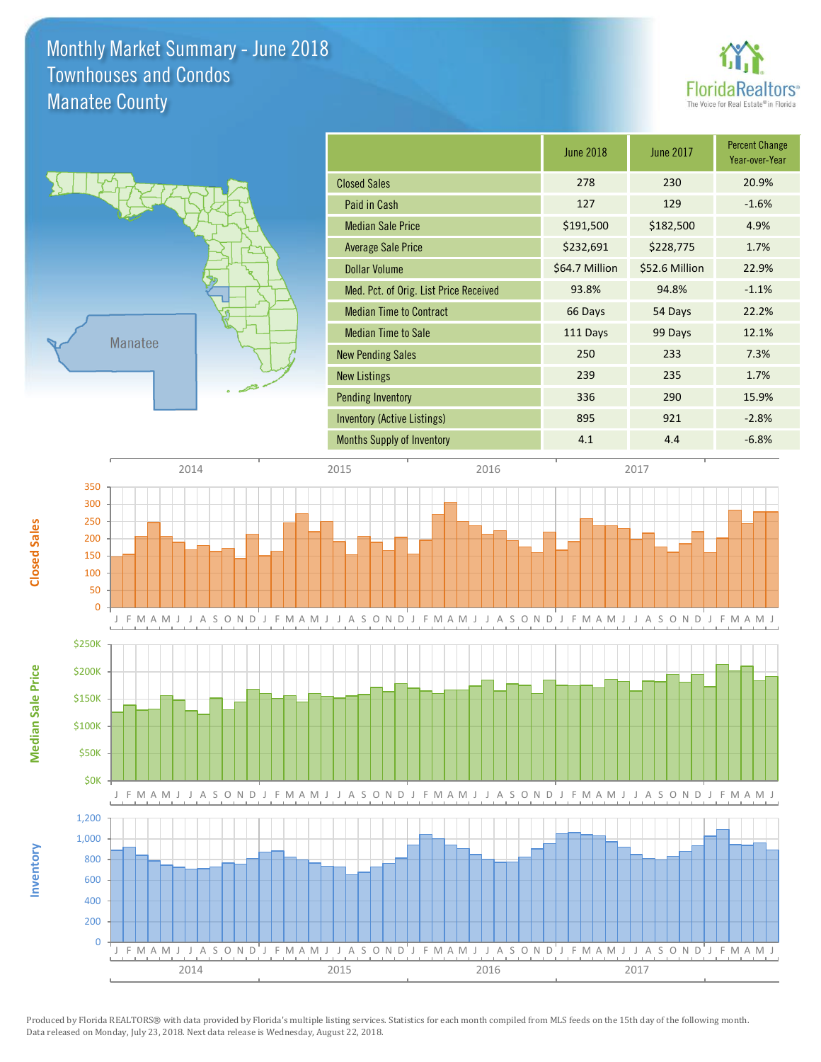# Monthly Market Summary - June 2018
## Townhouses and Condos
## Manatee County

FloridaRealtors® The Voice for Real Estate® in Florida

| | June 2018 | June 2017 | Percent Change Year-over-Year |
|---|---|---|---|
| Closed Sales | 278 | 230 | 20.9% |
| Paid in Cash | 127 | 129 | -1.6% |
| Median Sale Price | $191,500 | $182,500 | 4.9% |
| Average Sale Price | $232,691 | $228,775 | 1.7% |
| Dollar Volume | $64.7 Million | $52.6 Million | 22.9% |
| Med. Pct. of Orig. List Price Received | 93.8% | 94.8% | -1.1% |
| Median Time to Contract | 66 Days | 54 Days | 22.2% |
| Median Time to Sale | 111 Days | 99 Days | 12.1% |
| New Pending Sales | 250 | 233 | 7.3% |
| New Listings | 239 | 235 | 1.7% |
| Pending Inventory | 336 | 290 | 15.9% |
| Inventory (Active Listings) | 895 | 921 | -2.8% |
| Months Supply of Inventory | 4.1 | 4.4 | -6.8% |

Produced by Florida REALTORS® with data provided by Florida's multiple listing services. Statistics for each month compiled from MLS feeds on the 15th day of the following month. Data released on Monday, July 23, 2018. Next data release is Wednesday, August 22, 2018.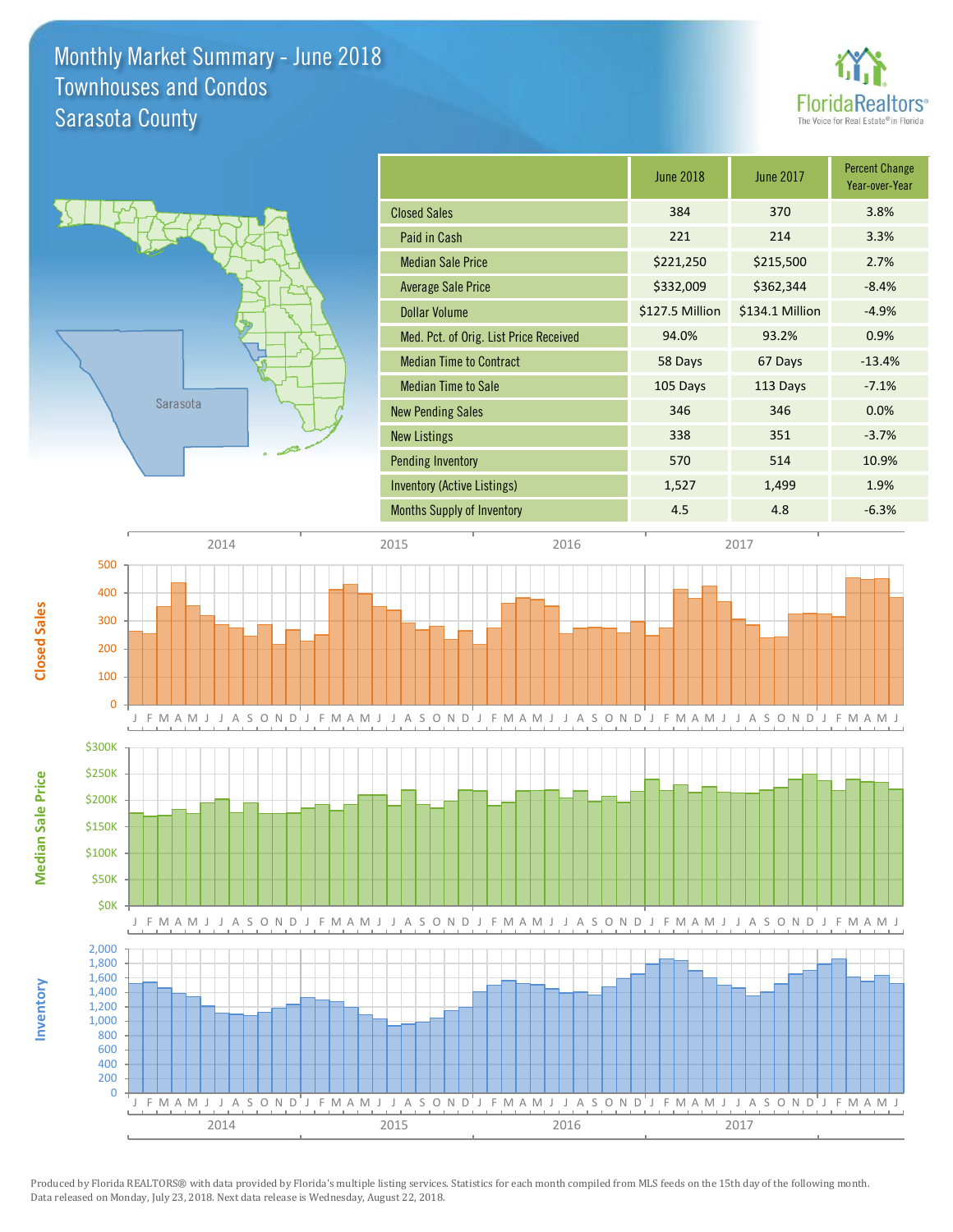# Monthly Market Summary - June 2018
## Townhouses and Condos
## Sarasota County

Sarasota

| | June 2018 | June 2017 | Percent Change Year-over-Year |
|---|---|---|---|
| Closed Sales | 384 | 370 | 3.8% |
| Paid in Cash | 221 | 214 | 3.3% |
| Median Sale Price | $221,250 | $215,500 | 2.7% |
| Average Sale Price | $332,009 | $362,344 | -8.4% |
| Dollar Volume | $127.5 Million | $134.1 Million | -4.9% |
| Med. Pct. of Orig. List Price Received | 94.0% | 93.2% | 0.9% |
| Median Time to Contract | 58 Days | 67 Days | -13.4% |
| Median Time to Sale | 105 Days | 113 Days | -7.1% |
| New Pending Sales | 346 | 346 | 0.0% |
| New Listings | 338 | 351 | -3.7% |
| Pending Inventory | 570 | 514 | 10.9% |
| Inventory (Active Listings) | 1,527 | 1,499 | 1.9% |
| Months Supply of Inventory | 4.5 | 4.8 | -6.3% |

Closed Sales

Median Sale Price

Inventory

Produced by Florida REALTORS® with data provided by Florida's multiple listing services. Statistics for each month compiled from MLS feeds on the 15th day of the following month. Data released on Monday, July 23, 2018. Next data release is Wednesday, August 22, 2018.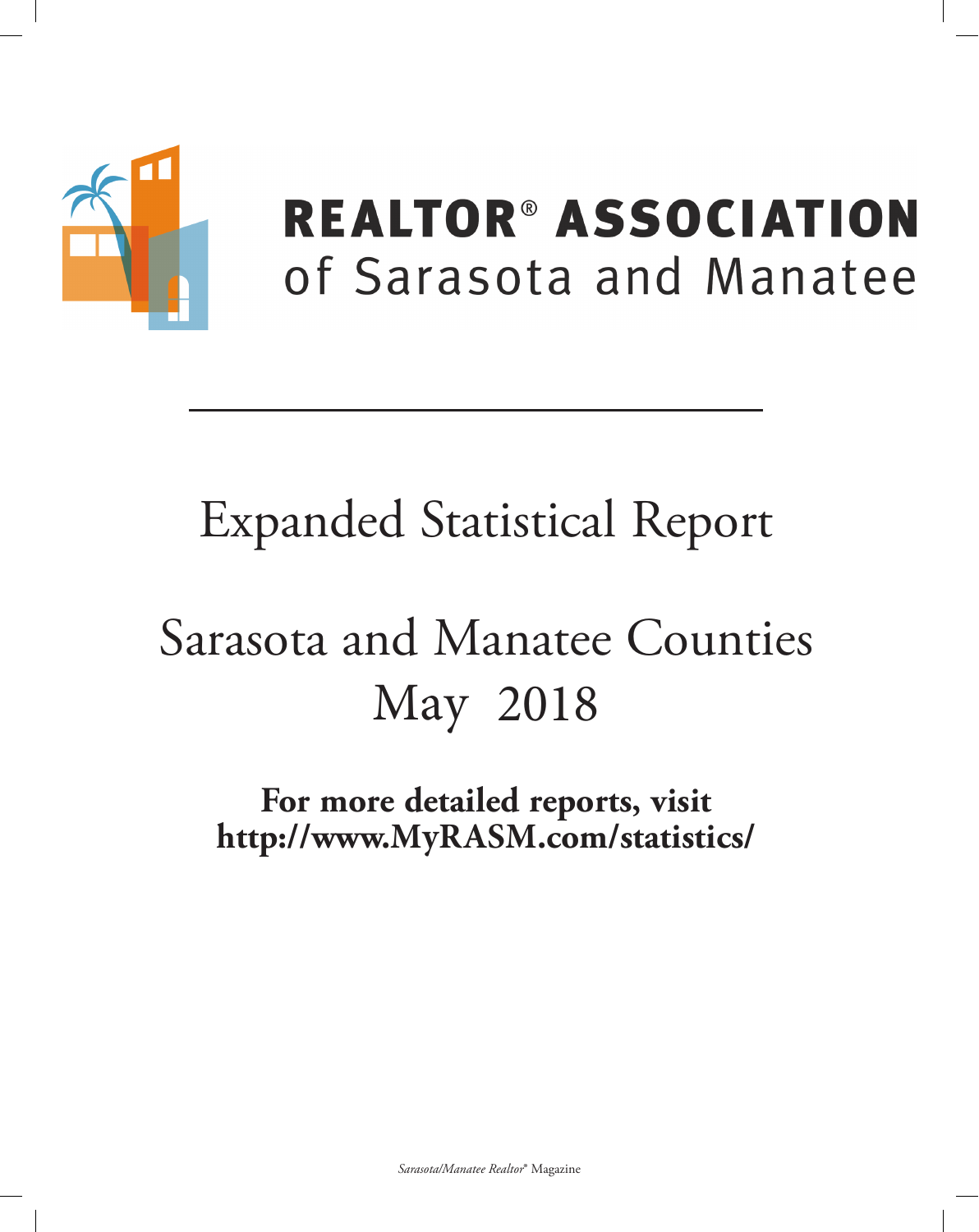# REALTOR® ASSOCIATION of Sarasota and Manatee

# Expanded Statistical Report

# Sarasota and Manatee Counties May 2018

**For more detailed reports, visit http://www.MyRASM.com/statistics/**

*Sarasota/Manatee Realtor®* Magazine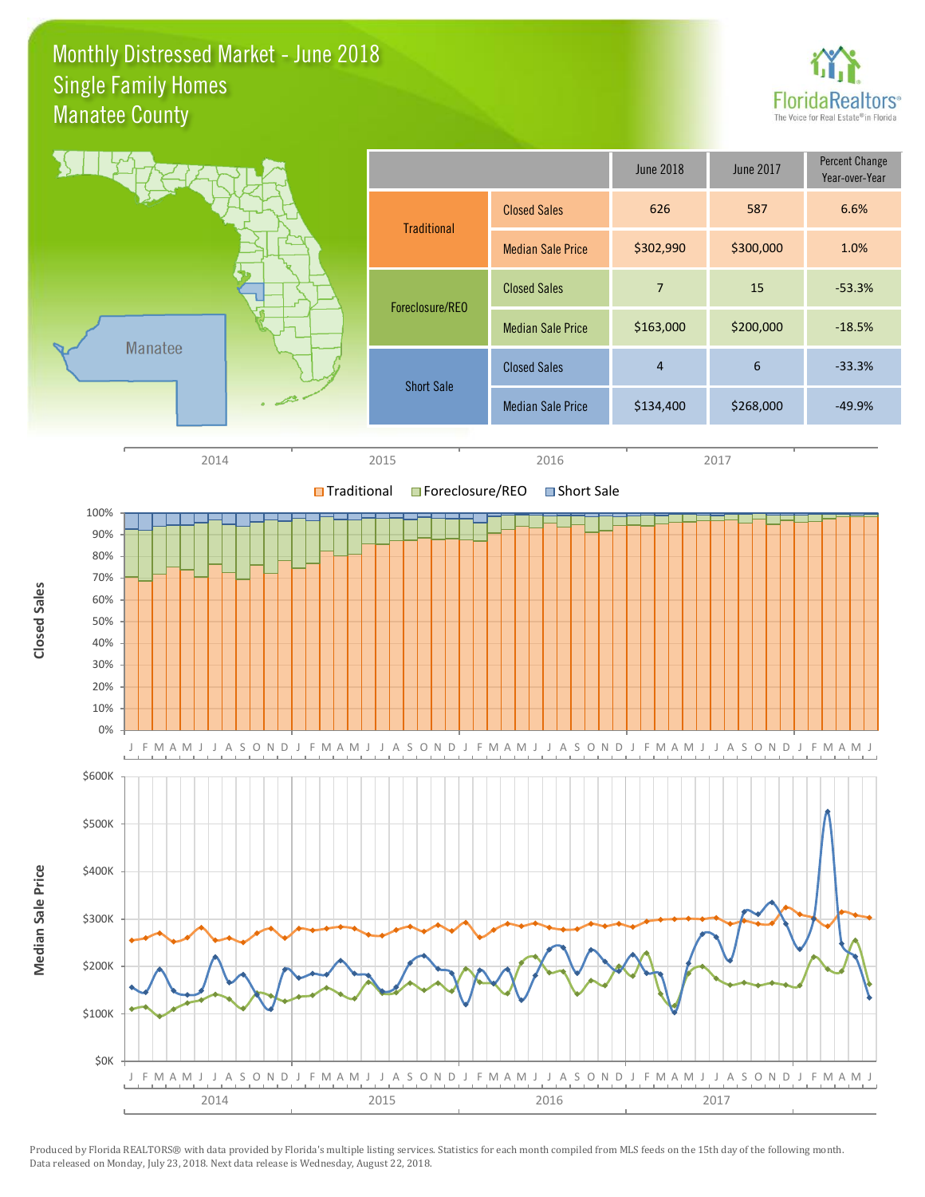# Monthly Distressed Market - June 2018
## Single Family Homes
## Manatee County

FloridaRealtors® The Voice for Real Estate® in Florida

| | | June 2018 | June 2017 | Percent Change Year-over-Year |
|---|---|---|---|---|
| Traditional | Closed Sales | 626 | 587 | 6.6% |
| | Median Sale Price | $302,990 | $300,000 | 1.0% |
| Foreclosure/REO | Closed Sales | 7 | 15 | -53.3% |
| | Median Sale Price | $163,000 | $200,000 | -18.5% |
| Short Sale | Closed Sales | 4 | 6 | -33.3% |
| | Median Sale Price | $134,400 | $268,000 | -49.9% |

Produced by Florida REALTORS® with data provided by Florida's multiple listing services. Statistics for each month compiled from MLS feeds on the 15th day of the following month. Data released on Monday, July 23, 2018. Next data release is Wednesday, August 22, 2018.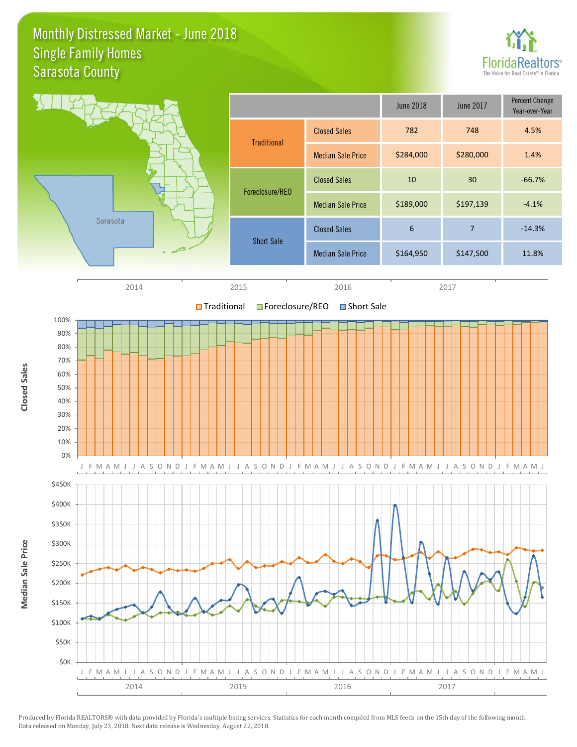# Monthly Distressed Market - June 2018
## Single Family Homes
## Sarasota County

| | | June 2018 | June 2017 | Percent Change Year-over-Year |
|---|---|---|---|---|
| Traditional | Closed Sales | 782 | 748 | 4.5% |
| | Median Sale Price | $284,000 | $280,000 | 1.4% |
| Foreclosure/REO | Closed Sales | 10 | 30 | -66.7% |
| | Median Sale Price | $189,000 | $197,139 | -4.1% |
| Short Sale | Closed Sales | 6 | 7 | -14.3% |
| | Median Sale Price | $164,950 | $147,500 | 11.8% |

Produced by Florida REALTORS® with data provided by Florida's multiple listing services. Statistics for each month compiled from MLS feeds on the 15th day of the following month. Data released on Monday, July 23, 2018. Next data release is Wednesday, August 22, 2018.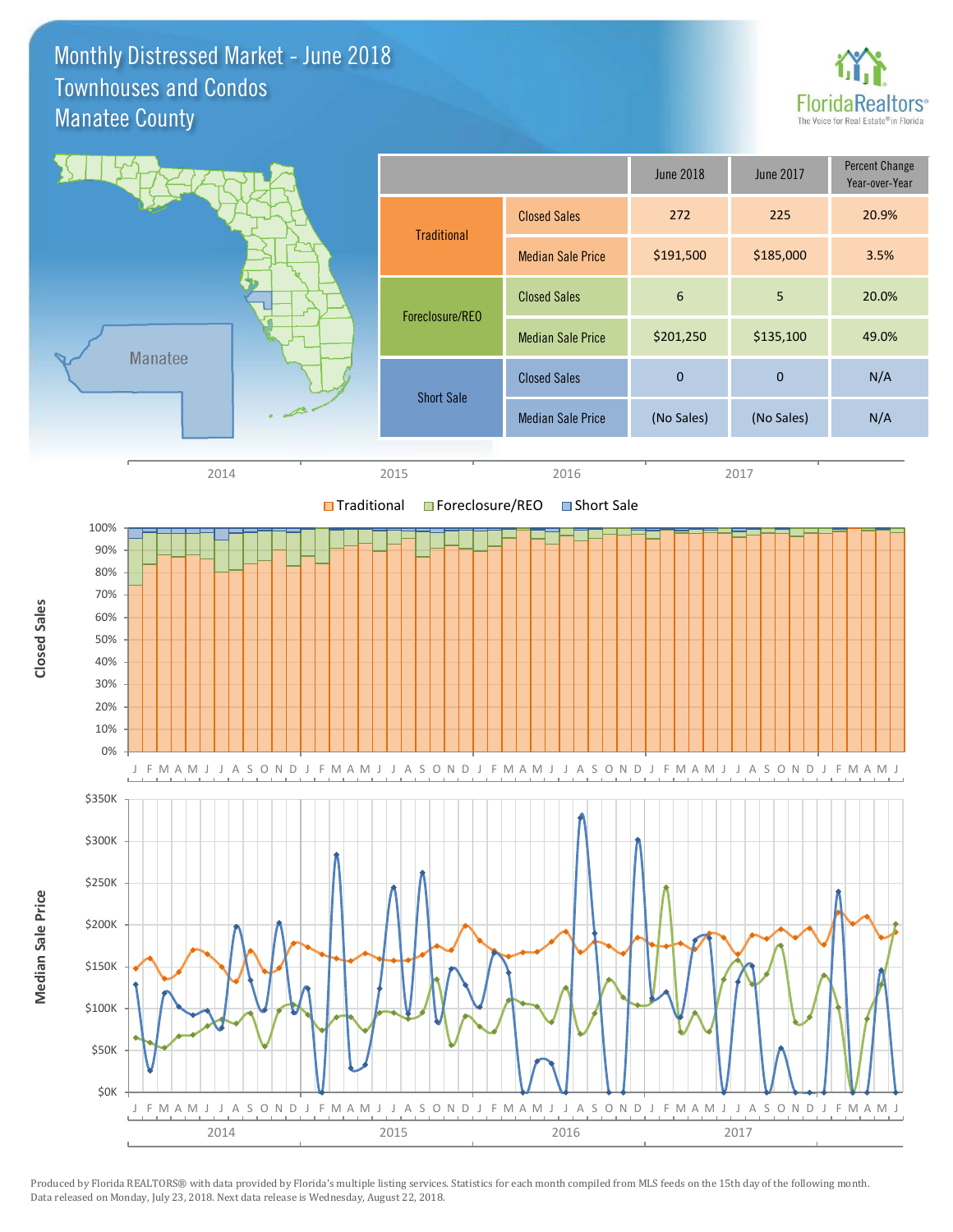# Monthly Distressed Market - June 2018
## Townhouses and Condos
## Manatee County

| | | June 2018 | June 2017 | Percent Change Year-over-Year |
|---|---|---|---|---|
| Traditional | Closed Sales | 272 | 225 | 20.9% |
| | Median Sale Price | $191,500 | $185,000 | 3.5% |
| Foreclosure/REO | Closed Sales | 6 | 5 | 20.0% |
| | Median Sale Price | $201,250 | $135,100 | 49.0% |
| Short Sale | Closed Sales | 0 | 0 | N/A |
| | Median Sale Price | (No Sales) | (No Sales) | N/A |

Produced by Florida REALTORS® with data provided by Florida's multiple listing services. Statistics for each month compiled from MLS feeds on the 15th day of the following month. Data released on Monday, July 23, 2018. Next data release is Wednesday, August 22, 2018.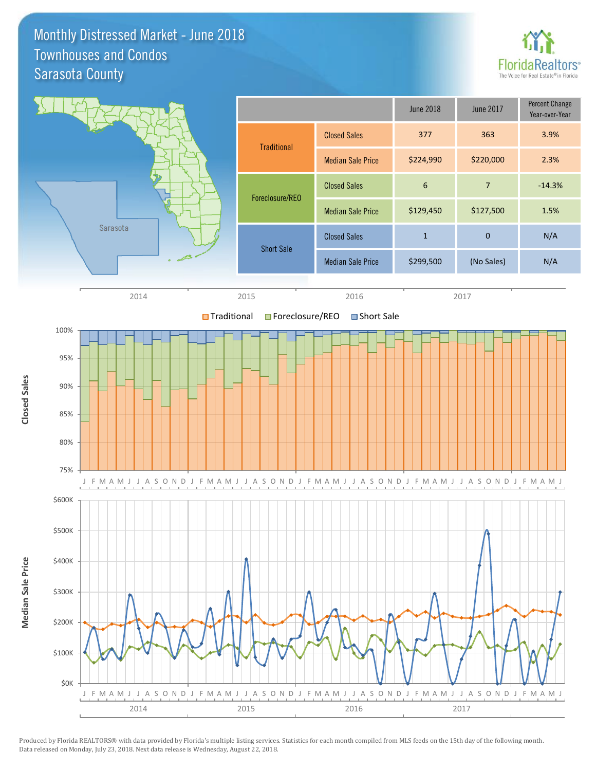# Monthly Distressed Market - June 2018
## Townhouses and Condos
## Sarasota County

FloridaRealtors®
The Voice for Real Estate® in Florida

Sarasota

| | | June 2018 | June 2017 | Percent Change Year-over-Year |
|---|---|---|---|---|
| Traditional | Closed Sales | 377 | 363 | 3.9% |
| | Median Sale Price | $224,990 | $220,000 | 2.3% |
| Foreclosure/REO | Closed Sales | 6 | 7 | -14.3% |
| | Median Sale Price | $129,450 | $127,500 | 1.5% |
| Short Sale | Closed Sales | 1 | 0 | N/A |
| | Median Sale Price | $299,500 | (No Sales) | N/A |

2014 2015 2016 2017

Traditional Foreclosure/REO Short Sale

Closed Sales

100%
95%
90%
85%
80%
75%

J F M A M J J A S O N D J F M A M J J A S O N D J F M A M J J A S O N D J F M A M J J A S O N D J F M A M J

Median Sale Price

$600K
$500K
$400K
$300K
$200K
$100K
$0K

J F M A M J J A S O N D J F M A M J J A S O N D J F M A M J J A S O N D J F M A M J J A S O N D J F M A M J

2014 2015 2016 2017

Produced by Florida REALTORS® with data provided by Florida's multiple listing services. Statistics for each month compiled from MLS feeds on the 15th day of the following month. Data released on Monday, July 23, 2018. Next data release is Wednesday, August 22, 2018.